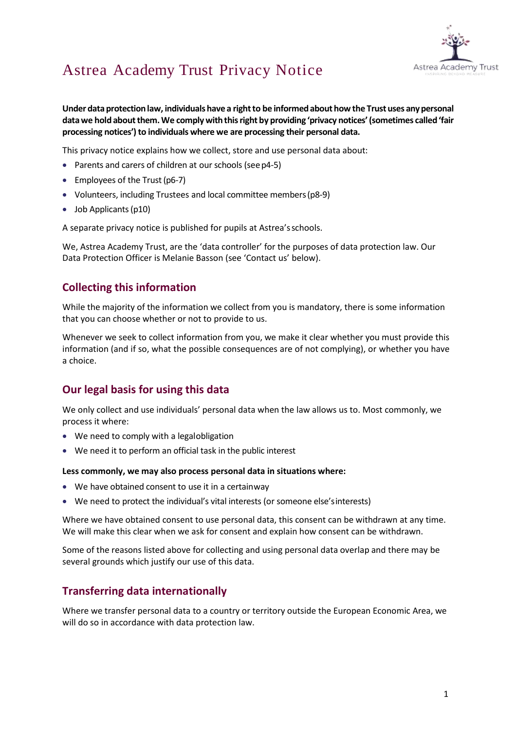# Astrea Academy Trust Privacy Notice

**Under data protection law, individuals have a right to be informed about how the Trust uses any personal data we hold about them. We comply with this right by providing 'privacy notices' (sometimes called 'fair processing notices') to individuals where we are processing their personal data.**

This privacy notice explains how we collect, store and use personal data about:

- Parents and carers of children at our schools (see p4-5)
- Employees of the Trust (p6-7)
- Volunteers, including Trustees and local committee members (p8-9)
- Job Applicants (p10)

A separate privacy notice is published for pupils at Astrea's schools.

We, Astrea Academy Trust, are the 'data controller' for the purposes of data protection law. Our Data Protection Officer is Melanie Basson (see 'Contact us' below).

## Collecting this information

While the majority of the information we collect from you is mandatory, there is some information that you can choose whether or not to provide to us.

Whenever we seek to collect information from you, we make it clear whether you must provide this information (and if so, what the possible consequences are of not complying), or whether you have a choice.

## Our legal basis for using this data

We only collect and use individuals' personal data when the law allows us to. Most commonly, we process it where:

- We need to comply with a legal obligation
- We need it to perform an official task in the public interest

**Less commonly, we may also process personal data in situations where:**

- We have obtained consent to use it in a certain way
- We need to protect the individual's vital interests (or someone else's interests)

Where we have obtained consent to use personal data, this consent can be withdrawn at any time. We will make this clear when we ask for consent and explain how consent can be withdrawn.

Some of the reasons listed above for collecting and using personal data overlap and there may be several grounds which justify our use of this data.

## Transferring data internationally

Where we transfer personal data to a country or territory outside the European Economic Area, we will do so in accordance with data protection law.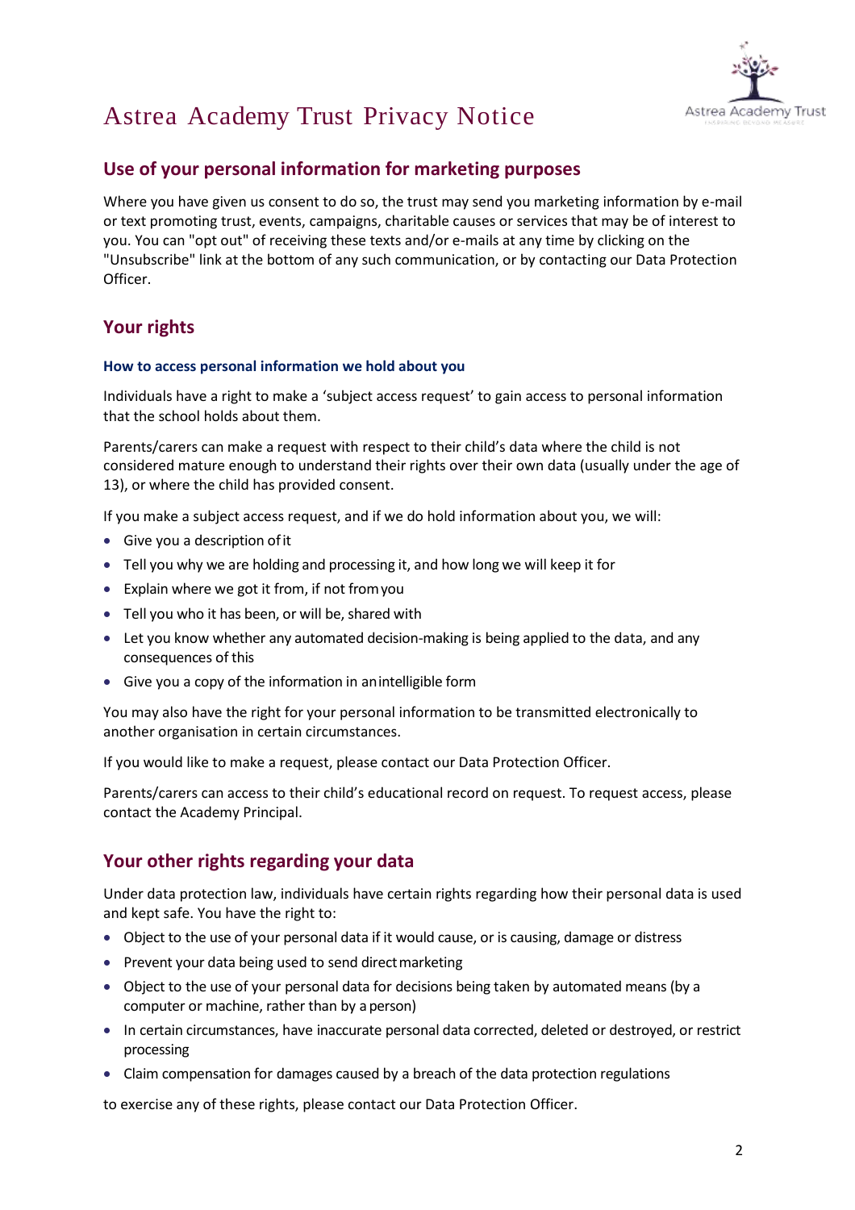# Astrea Academy Trust Privacy Notice

## Use of your personal information for marketing purposes

Where you have given us consent to do so, the trust may send you marketing information by e-mail or text promoting trust, events, campaigns, charitable causes or services that may be of interest to you. You can "opt out" of receiving these texts and/or e-mails at any time by clicking on the "Unsubscribe" link at the bottom of any such communication, or by contacting our Data Protection Officer.

## Your rights

### How to access personal information we hold about you

Individuals have a right to make a 'subject access request' to gain access to personal information that the school holds about them.

Parents/carers can make a request with respect to their child's data where the child is not considered mature enough to understand their rights over their own data (usually under the age of 13), or where the child has provided consent.

If you make a subject access request, and if we do hold information about you, we will:

- Give you a description of it
- Tell you why we are holding and processing it, and how long we will keep it for
- Explain where we got it from, if not from you
- Tell you who it has been, or will be, shared with
- Let you know whether any automated decision-making is being applied to the data, and any consequences of this
- Give you a copy of the information in an intelligible form

You may also have the right for your personal information to be transmitted electronically to another organisation in certain circumstances.

If you would like to make a request, please contact our Data Protection Officer.

Parents/carers can access to their child's educational record on request. To request access, please contact the Academy Principal.

## Your other rights regarding your data

Under data protection law, individuals have certain rights regarding how their personal data is used and kept safe. You have the right to:

- Object to the use of your personal data if it would cause, or is causing, damage or distress
- Prevent your data being used to send direct marketing
- Object to the use of your personal data for decisions being taken by automated means (by a computer or machine, rather than by a person)
- In certain circumstances, have inaccurate personal data corrected, deleted or destroyed, or restrict processing
- Claim compensation for damages caused by a breach of the data protection regulations

to exercise any of these rights, please contact our Data Protection Officer.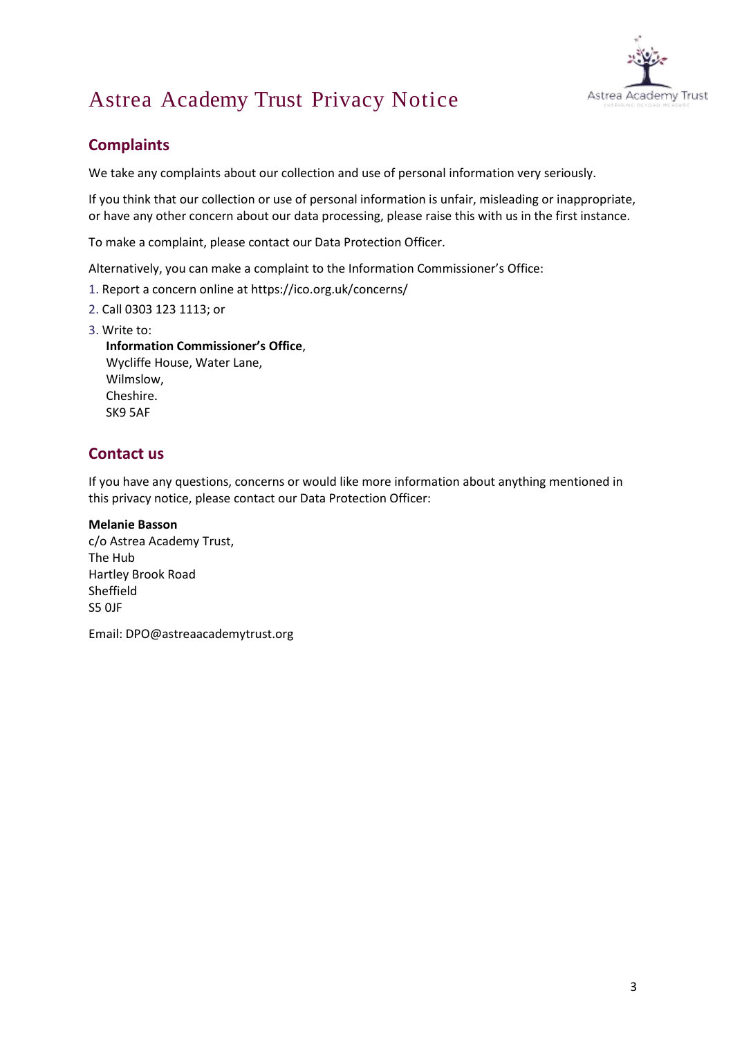# Astrea Academy Trust Privacy Notice

## Complaints

We take any complaints about our collection and use of personal information very seriously.

If you think that our collection or use of personal information is unfair, misleading or inappropriate, or have any other concern about our data processing, please raise this with us in the first instance.

To make a complaint, please contact our Data Protection Officer.

Alternatively, you can make a complaint to the Information Commissioner's Office:

1. Report a concern online at https://ico.org.uk/concerns/
2. Call 0303 123 1113; or
3. Write to:  
   **Information Commissioner's Office**,  
   Wycliffe House, Water Lane,  
   Wilmslow,  
   Cheshire.  
   SK9 5AF

## Contact us

If you have any questions, concerns or would like more information about anything mentioned in this privacy notice, please contact our Data Protection Officer:

**Melanie Basson**  
c/o Astrea Academy Trust,  
The Hub  
Hartley Brook Road  
Sheffield  
S5 0JF

Email: DPO@astreaacademytrust.org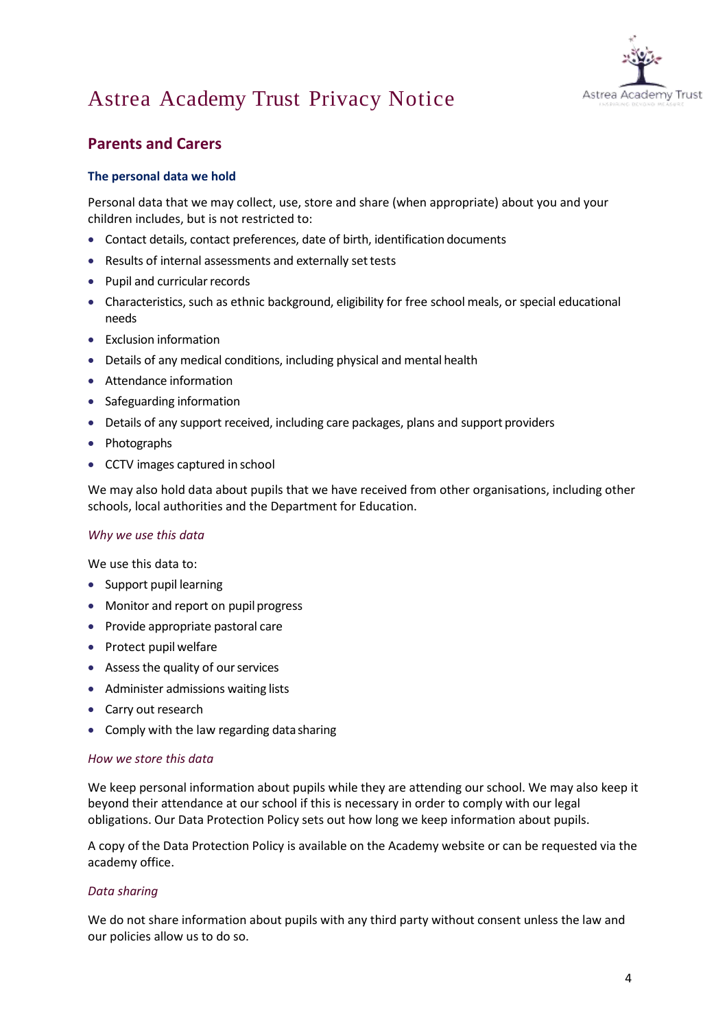# Astrea Academy Trust Privacy Notice

## Parents and Carers

### The personal data we hold

Personal data that we may collect, use, store and share (when appropriate) about you and your children includes, but is not restricted to:

- Contact details, contact preferences, date of birth, identification documents
- Results of internal assessments and externally set tests
- Pupil and curricular records
- Characteristics, such as ethnic background, eligibility for free school meals, or special educational needs
- Exclusion information
- Details of any medical conditions, including physical and mental health
- Attendance information
- Safeguarding information
- Details of any support received, including care packages, plans and support providers
- Photographs
- CCTV images captured in school

We may also hold data about pupils that we have received from other organisations, including other schools, local authorities and the Department for Education.

#### *Why we use this data*

We use this data to:

- Support pupil learning
- Monitor and report on pupil progress
- Provide appropriate pastoral care
- Protect pupil welfare
- Assess the quality of our services
- Administer admissions waiting lists
- Carry out research
- Comply with the law regarding data sharing

#### *How we store this data*

We keep personal information about pupils while they are attending our school. We may also keep it beyond their attendance at our school if this is necessary in order to comply with our legal obligations. Our Data Protection Policy sets out how long we keep information about pupils.

A copy of the Data Protection Policy is available on the Academy website or can be requested via the academy office.

#### *Data sharing*

We do not share information about pupils with any third party without consent unless the law and our policies allow us to do so.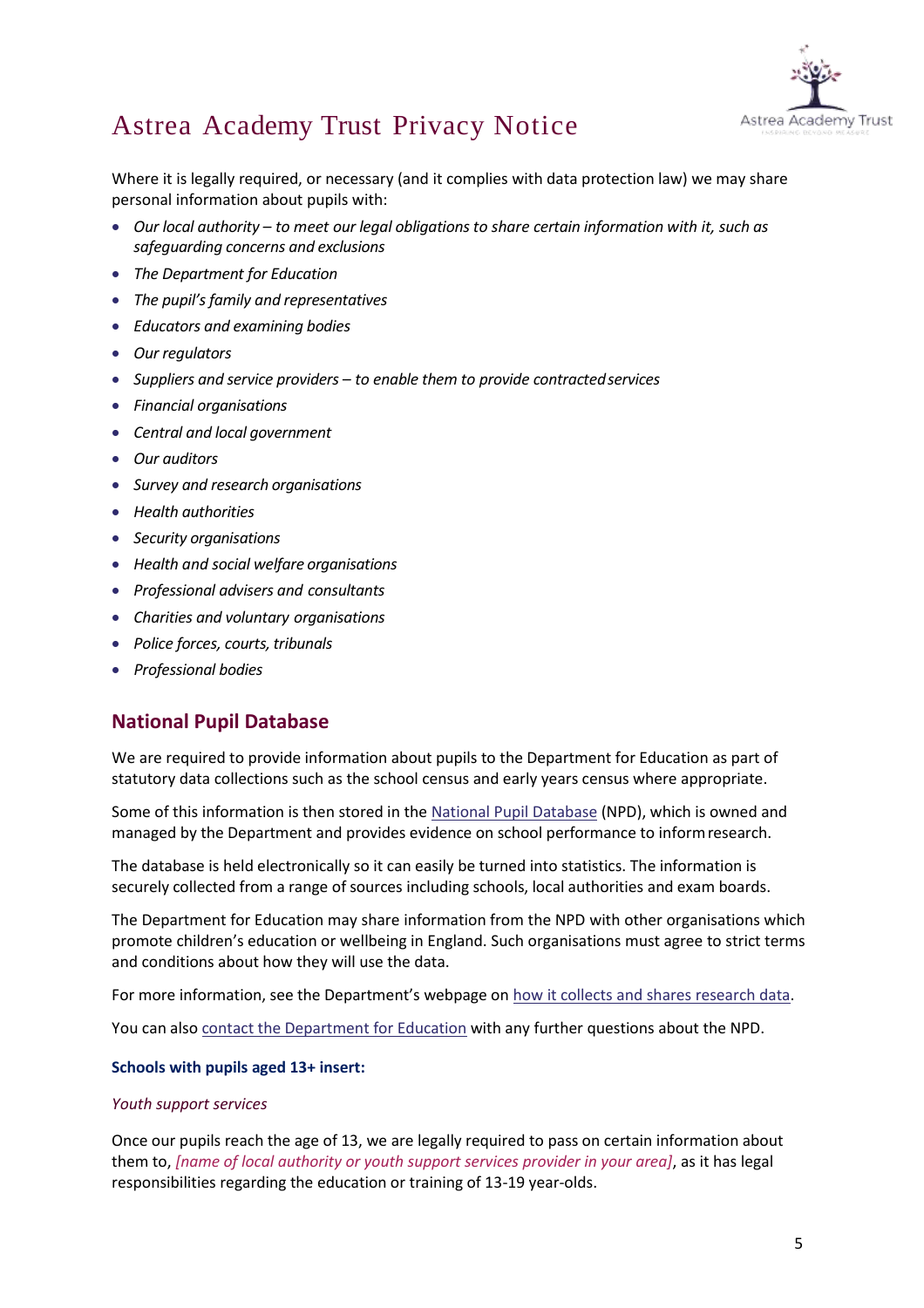Where it is legally required, or necessary (and it complies with data protection law) we may share personal information about pupils with:

- *Our local authority – to meet our legal obligations to share certain information with it, such as safeguarding concerns and exclusions*
- *The Department for Education*
- *The pupil's family and representatives*
- *Educators and examining bodies*
- *Our regulators*
- *Suppliers and service providers – to enable them to provide contracted services*
- *Financial organisations*
- *Central and local government*
- *Our auditors*
- *Survey and research organisations*
- *Health authorities*
- *Security organisations*
- *Health and social welfare organisations*
- *Professional advisers and consultants*
- *Charities and voluntary organisations*
- *Police forces, courts, tribunals*
- *Professional bodies*

## National Pupil Database

We are required to provide information about pupils to the Department for Education as part of statutory data collections such as the school census and early years census where appropriate.

Some of this information is then stored in the National Pupil Database (NPD), which is owned and managed by the Department and provides evidence on school performance to inform research.

The database is held electronically so it can easily be turned into statistics. The information is securely collected from a range of sources including schools, local authorities and exam boards.

The Department for Education may share information from the NPD with other organisations which promote children's education or wellbeing in England. Such organisations must agree to strict terms and conditions about how they will use the data.

For more information, see the Department's webpage on how it collects and shares research data.

You can also contact the Department for Education with any further questions about the NPD.

**Schools with pupils aged 13+ insert:**

*Youth support services*

Once our pupils reach the age of 13, we are legally required to pass on certain information about them to, *[name of local authority or youth support services provider in your area]*, as it has legal responsibilities regarding the education or training of 13-19 year-olds.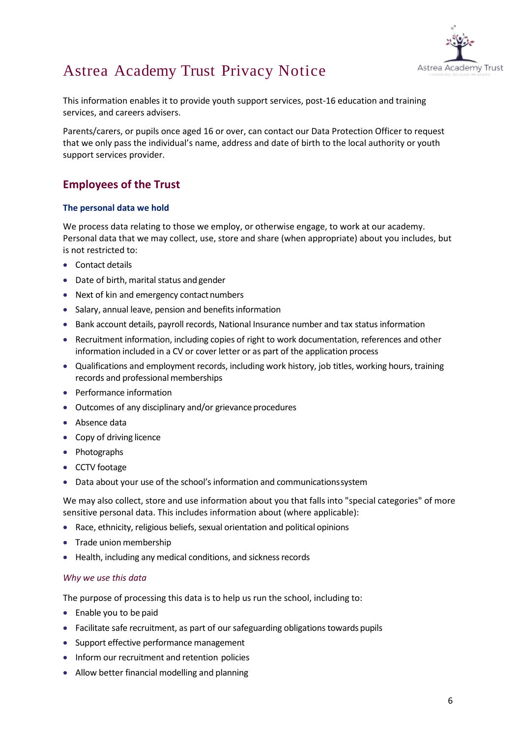This information enables it to provide youth support services, post-16 education and training services, and careers advisers.

Parents/carers, or pupils once aged 16 or over, can contact our Data Protection Officer to request that we only pass the individual's name, address and date of birth to the local authority or youth support services provider.

## Employees of the Trust

### The personal data we hold

We process data relating to those we employ, or otherwise engage, to work at our academy. Personal data that we may collect, use, store and share (when appropriate) about you includes, but is not restricted to:

- Contact details
- Date of birth, marital status and gender
- Next of kin and emergency contact numbers
- Salary, annual leave, pension and benefits information
- Bank account details, payroll records, National Insurance number and tax status information
- Recruitment information, including copies of right to work documentation, references and other information included in a CV or cover letter or as part of the application process
- Qualifications and employment records, including work history, job titles, working hours, training records and professional memberships
- Performance information
- Outcomes of any disciplinary and/or grievance procedures
- Absence data
- Copy of driving licence
- Photographs
- CCTV footage
- Data about your use of the school's information and communications system

We may also collect, store and use information about you that falls into "special categories" of more sensitive personal data. This includes information about (where applicable):

- Race, ethnicity, religious beliefs, sexual orientation and political opinions
- Trade union membership
- Health, including any medical conditions, and sickness records

#### *Why we use this data*

The purpose of processing this data is to help us run the school, including to:

- Enable you to be paid
- Facilitate safe recruitment, as part of our safeguarding obligations towards pupils
- Support effective performance management
- Inform our recruitment and retention policies
- Allow better financial modelling and planning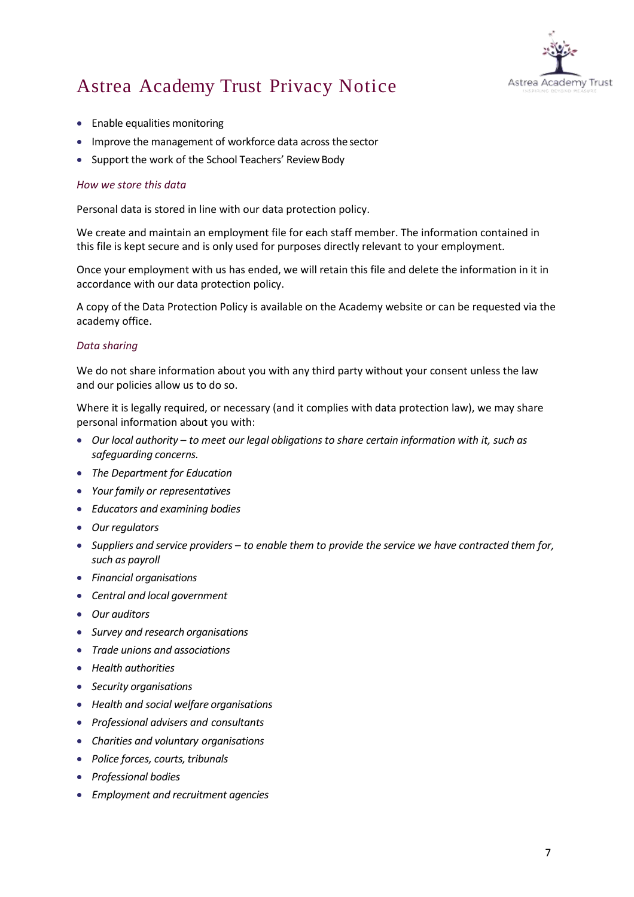- Enable equalities monitoring
- Improve the management of workforce data across the sector
- Support the work of the School Teachers' Review Body

*How we store this data*

Personal data is stored in line with our data protection policy.

We create and maintain an employment file for each staff member. The information contained in this file is kept secure and is only used for purposes directly relevant to your employment.

Once your employment with us has ended, we will retain this file and delete the information in it in accordance with our data protection policy.

A copy of the Data Protection Policy is available on the Academy website or can be requested via the academy office.

*Data sharing*

We do not share information about you with any third party without your consent unless the law and our policies allow us to do so.

Where it is legally required, or necessary (and it complies with data protection law), we may share personal information about you with:

- *Our local authority – to meet our legal obligations to share certain information with it, such as safeguarding concerns.*
- *The Department for Education*
- *Your family or representatives*
- *Educators and examining bodies*
- *Our regulators*
- *Suppliers and service providers – to enable them to provide the service we have contracted them for, such as payroll*
- *Financial organisations*
- *Central and local government*
- *Our auditors*
- *Survey and research organisations*
- *Trade unions and associations*
- *Health authorities*
- *Security organisations*
- *Health and social welfare organisations*
- *Professional advisers and consultants*
- *Charities and voluntary organisations*
- *Police forces, courts, tribunals*
- *Professional bodies*
- *Employment and recruitment agencies*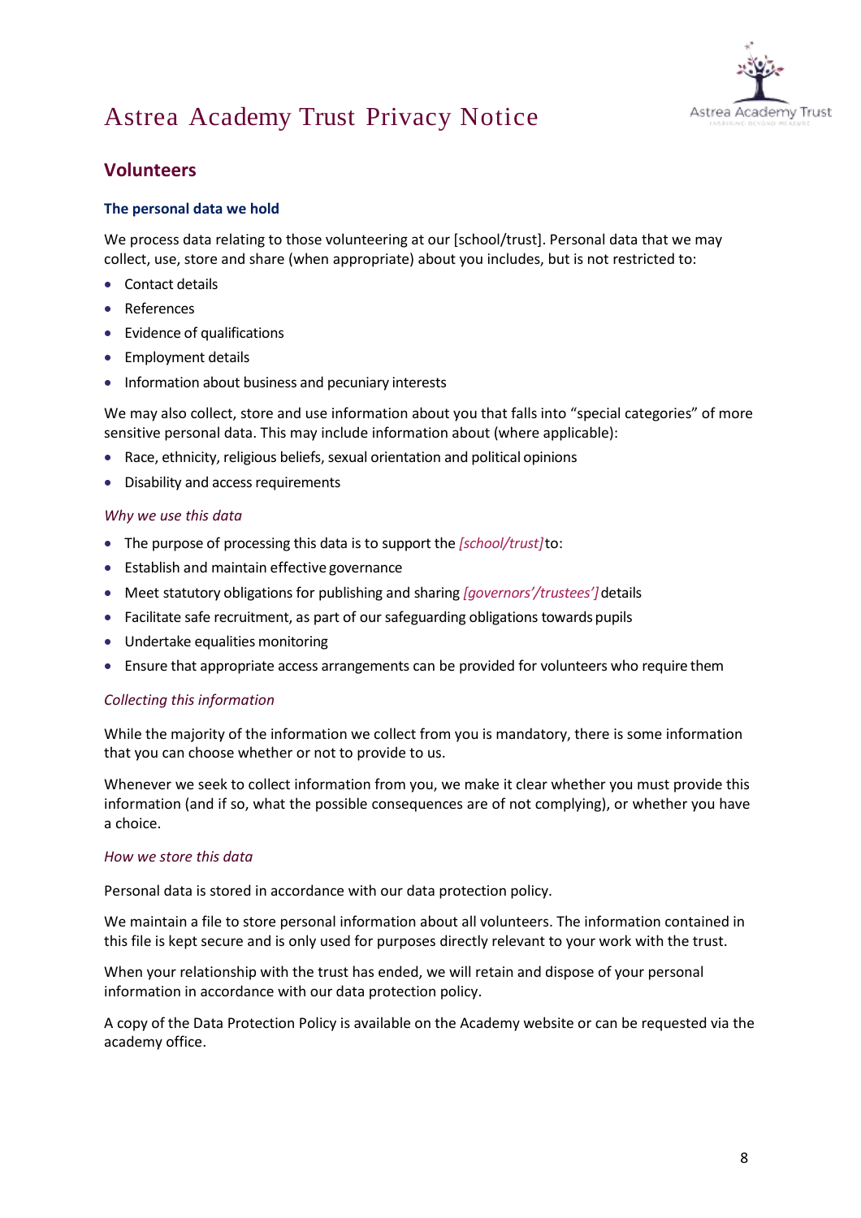# Astrea Academy Trust Privacy Notice

## Volunteers

### The personal data we hold

We process data relating to those volunteering at our [school/trust]. Personal data that we may collect, use, store and share (when appropriate) about you includes, but is not restricted to:

- Contact details
- References
- Evidence of qualifications
- Employment details
- Information about business and pecuniary interests

We may also collect, store and use information about you that falls into "special categories" of more sensitive personal data. This may include information about (where applicable):

- Race, ethnicity, religious beliefs, sexual orientation and political opinions
- Disability and access requirements

### *Why we use this data*

- The purpose of processing this data is to support the *[school/trust]* to:
- Establish and maintain effective governance
- Meet statutory obligations for publishing and sharing *[governors'/trustees']* details
- Facilitate safe recruitment, as part of our safeguarding obligations towards pupils
- Undertake equalities monitoring
- Ensure that appropriate access arrangements can be provided for volunteers who require them

### *Collecting this information*

While the majority of the information we collect from you is mandatory, there is some information that you can choose whether or not to provide to us.

Whenever we seek to collect information from you, we make it clear whether you must provide this information (and if so, what the possible consequences are of not complying), or whether you have a choice.

### *How we store this data*

Personal data is stored in accordance with our data protection policy.

We maintain a file to store personal information about all volunteers. The information contained in this file is kept secure and is only used for purposes directly relevant to your work with the trust.

When your relationship with the trust has ended, we will retain and dispose of your personal information in accordance with our data protection policy.

A copy of the Data Protection Policy is available on the Academy website or can be requested via the academy office.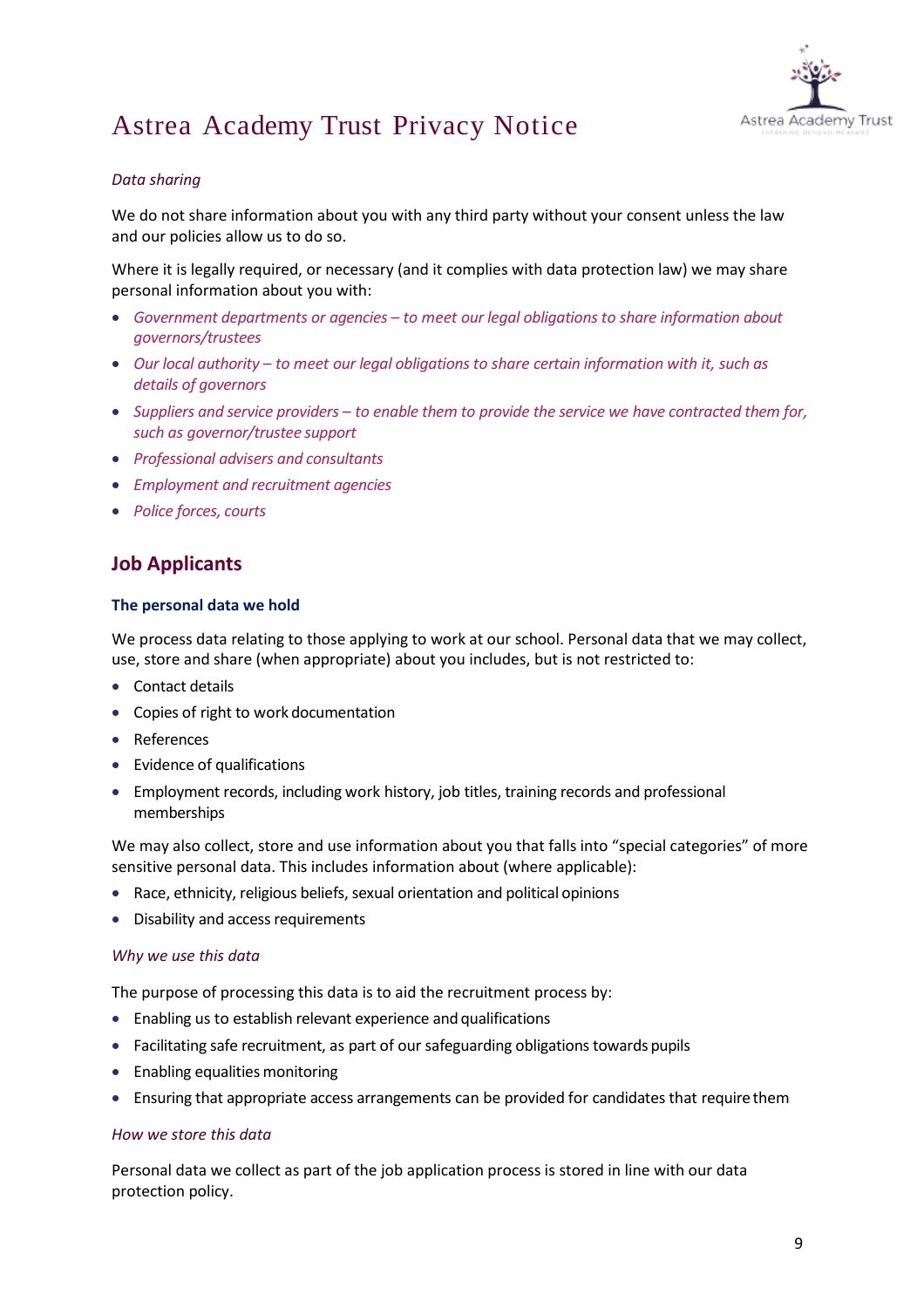*Data sharing*

We do not share information about you with any third party without your consent unless the law and our policies allow us to do so.

Where it is legally required, or necessary (and it complies with data protection law) we may share personal information about you with:

- *Government departments or agencies – to meet our legal obligations to share information about governors/trustees*
- *Our local authority – to meet our legal obligations to share certain information with it, such as details of governors*
- *Suppliers and service providers – to enable them to provide the service we have contracted them for, such as governor/trustee support*
- *Professional advisers and consultants*
- *Employment and recruitment agencies*
- *Police forces, courts*

## Job Applicants

### The personal data we hold

We process data relating to those applying to work at our school. Personal data that we may collect, use, store and share (when appropriate) about you includes, but is not restricted to:

- Contact details
- Copies of right to work documentation
- References
- Evidence of qualifications
- Employment records, including work history, job titles, training records and professional memberships

We may also collect, store and use information about you that falls into "special categories" of more sensitive personal data. This includes information about (where applicable):

- Race, ethnicity, religious beliefs, sexual orientation and political opinions
- Disability and access requirements

*Why we use this data*

The purpose of processing this data is to aid the recruitment process by:

- Enabling us to establish relevant experience and qualifications
- Facilitating safe recruitment, as part of our safeguarding obligations towards pupils
- Enabling equalities monitoring
- Ensuring that appropriate access arrangements can be provided for candidates that require them

*How we store this data*

Personal data we collect as part of the job application process is stored in line with our data protection policy.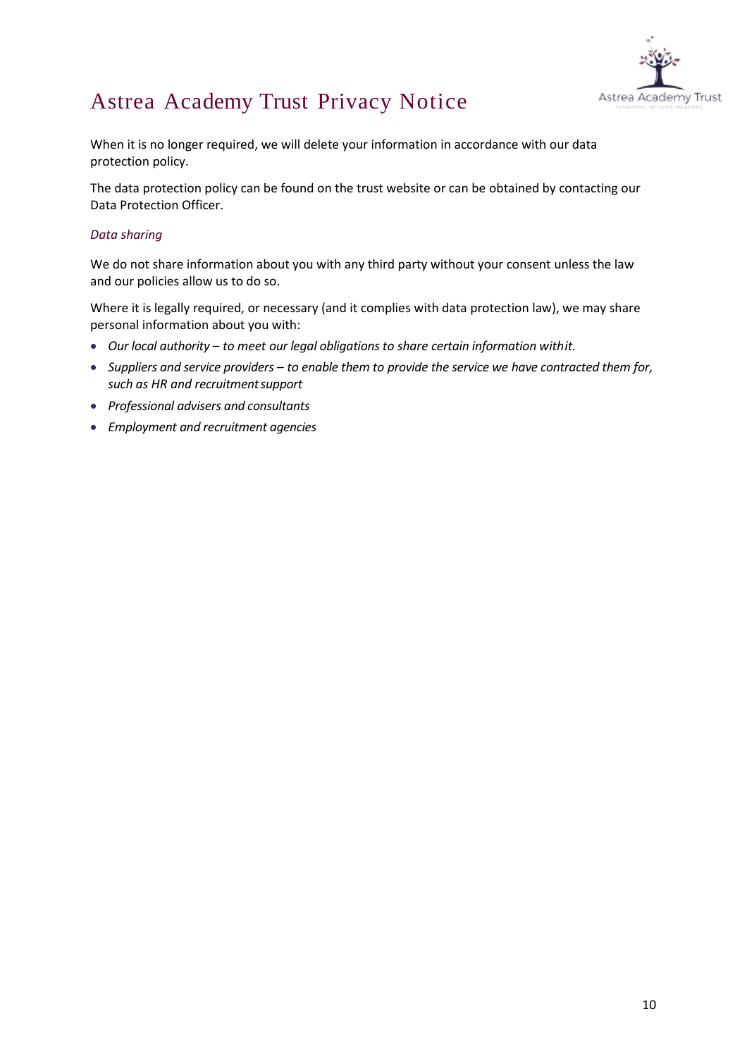When it is no longer required, we will delete your information in accordance with our data protection policy.

The data protection policy can be found on the trust website or can be obtained by contacting our Data Protection Officer.

*Data sharing*

We do not share information about you with any third party without your consent unless the law and our policies allow us to do so.

Where it is legally required, or necessary (and it complies with data protection law), we may share personal information about you with:

- *Our local authority – to meet our legal obligations to share certain information with it.*
- *Suppliers and service providers – to enable them to provide the service we have contracted them for, such as HR and recruitment support*
- *Professional advisers and consultants*
- *Employment and recruitment agencies*